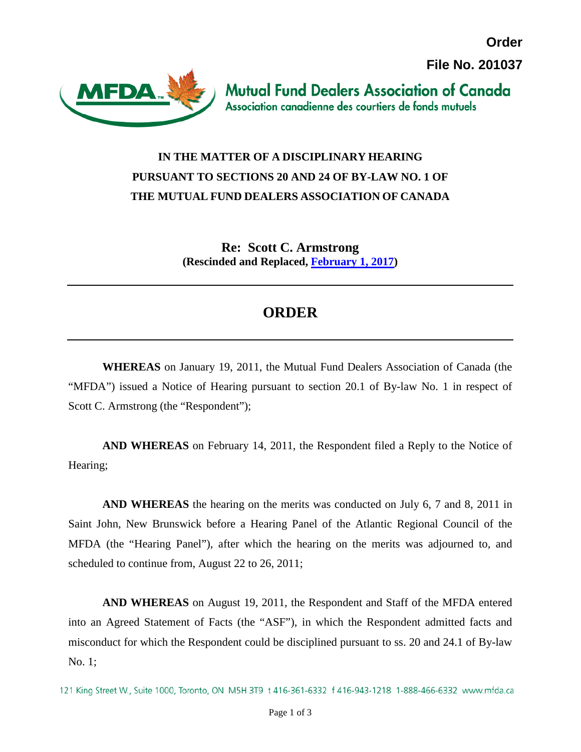**Order**

**File No. 201037**

Mutual Fund Dealers Association of Canada
Association canadienne des courtiers de fonds mutuels

**IN THE MATTER OF A DISCIPLINARY HEARING PURSUANT TO SECTIONS 20 AND 24 OF BY-LAW NO. 1 OF THE MUTUAL FUND DEALERS ASSOCIATION OF CANADA**

**Re: Scott C. Armstrong**
**(Rescinded and Replaced, February 1, 2017)**

---

# ORDER

---

**WHEREAS** on January 19, 2011, the Mutual Fund Dealers Association of Canada (the "MFDA") issued a Notice of Hearing pursuant to section 20.1 of By-law No. 1 in respect of Scott C. Armstrong (the "Respondent");

**AND WHEREAS** on February 14, 2011, the Respondent filed a Reply to the Notice of Hearing;

**AND WHEREAS** the hearing on the merits was conducted on July 6, 7 and 8, 2011 in Saint John, New Brunswick before a Hearing Panel of the Atlantic Regional Council of the MFDA (the "Hearing Panel"), after which the hearing on the merits was adjourned to, and scheduled to continue from, August 22 to 26, 2011;

**AND WHEREAS** on August 19, 2011, the Respondent and Staff of the MFDA entered into an Agreed Statement of Facts (the "ASF"), in which the Respondent admitted facts and misconduct for which the Respondent could be disciplined pursuant to ss. 20 and 24.1 of By-law No. 1;

121 King Street W., Suite 1000, Toronto, ON M5H 3T9 t 416-361-6332 f 416-943-1218 1-888-466-6332 www.mfda.ca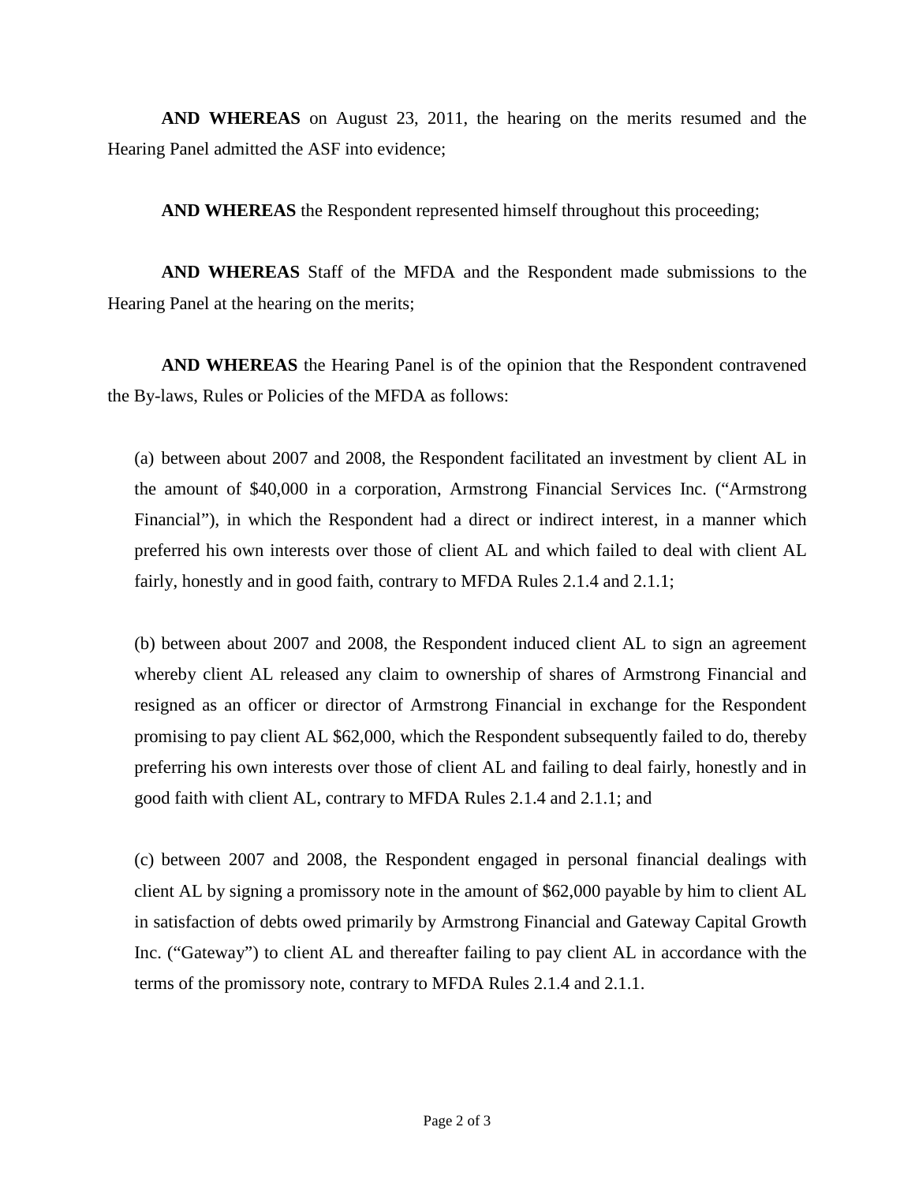**AND WHEREAS** on August 23, 2011, the hearing on the merits resumed and the Hearing Panel admitted the ASF into evidence;

**AND WHEREAS** the Respondent represented himself throughout this proceeding;

**AND WHEREAS** Staff of the MFDA and the Respondent made submissions to the Hearing Panel at the hearing on the merits;

**AND WHEREAS** the Hearing Panel is of the opinion that the Respondent contravened the By-laws, Rules or Policies of the MFDA as follows:

(a) between about 2007 and 2008, the Respondent facilitated an investment by client AL in the amount of $40,000 in a corporation, Armstrong Financial Services Inc. ("Armstrong Financial"), in which the Respondent had a direct or indirect interest, in a manner which preferred his own interests over those of client AL and which failed to deal with client AL fairly, honestly and in good faith, contrary to MFDA Rules 2.1.4 and 2.1.1;

(b) between about 2007 and 2008, the Respondent induced client AL to sign an agreement whereby client AL released any claim to ownership of shares of Armstrong Financial and resigned as an officer or director of Armstrong Financial in exchange for the Respondent promising to pay client AL $62,000, which the Respondent subsequently failed to do, thereby preferring his own interests over those of client AL and failing to deal fairly, honestly and in good faith with client AL, contrary to MFDA Rules 2.1.4 and 2.1.1; and

(c) between 2007 and 2008, the Respondent engaged in personal financial dealings with client AL by signing a promissory note in the amount of $62,000 payable by him to client AL in satisfaction of debts owed primarily by Armstrong Financial and Gateway Capital Growth Inc. ("Gateway") to client AL and thereafter failing to pay client AL in accordance with the terms of the promissory note, contrary to MFDA Rules 2.1.4 and 2.1.1.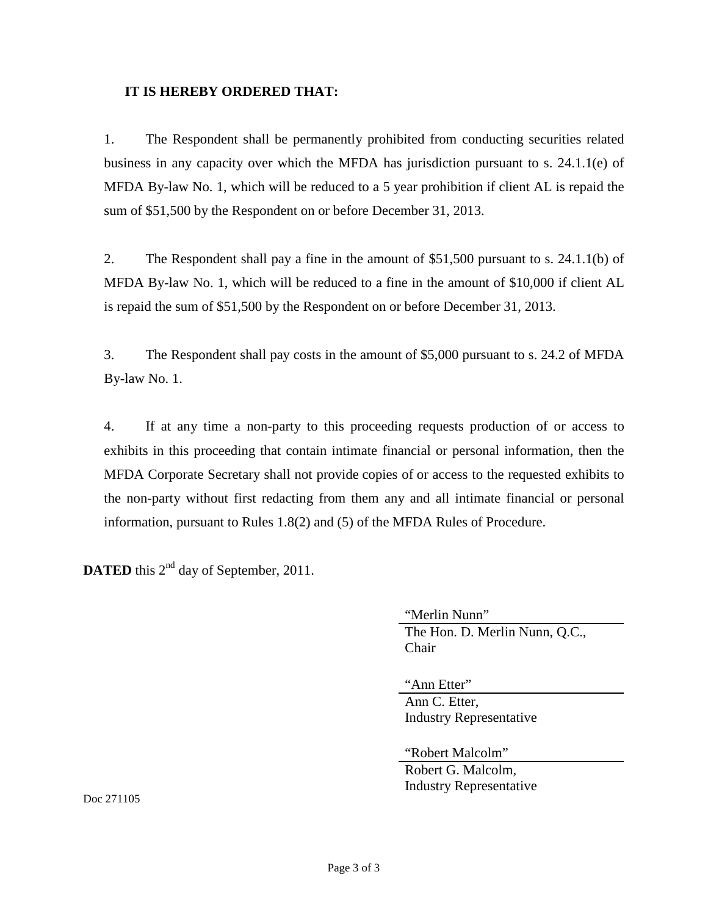**IT IS HEREBY ORDERED THAT:**

1. The Respondent shall be permanently prohibited from conducting securities related business in any capacity over which the MFDA has jurisdiction pursuant to s. 24.1.1(e) of MFDA By-law No. 1, which will be reduced to a 5 year prohibition if client AL is repaid the sum of $51,500 by the Respondent on or before December 31, 2013.

2. The Respondent shall pay a fine in the amount of $51,500 pursuant to s. 24.1.1(b) of MFDA By-law No. 1, which will be reduced to a fine in the amount of $10,000 if client AL is repaid the sum of $51,500 by the Respondent on or before December 31, 2013.

3. The Respondent shall pay costs in the amount of $5,000 pursuant to s. 24.2 of MFDA By-law No. 1.

4. If at any time a non-party to this proceeding requests production of or access to exhibits in this proceeding that contain intimate financial or personal information, then the MFDA Corporate Secretary shall not provide copies of or access to the requested exhibits to the non-party without first redacting from them any and all intimate financial or personal information, pursuant to Rules 1.8(2) and (5) of the MFDA Rules of Procedure.

**DATED** this 2nd day of September, 2011.

"Merlin Nunn"
The Hon. D. Merlin Nunn, Q.C.,
Chair

"Ann Etter"
Ann C. Etter,
Industry Representative

"Robert Malcolm"
Robert G. Malcolm,
Industry Representative

Doc 271105